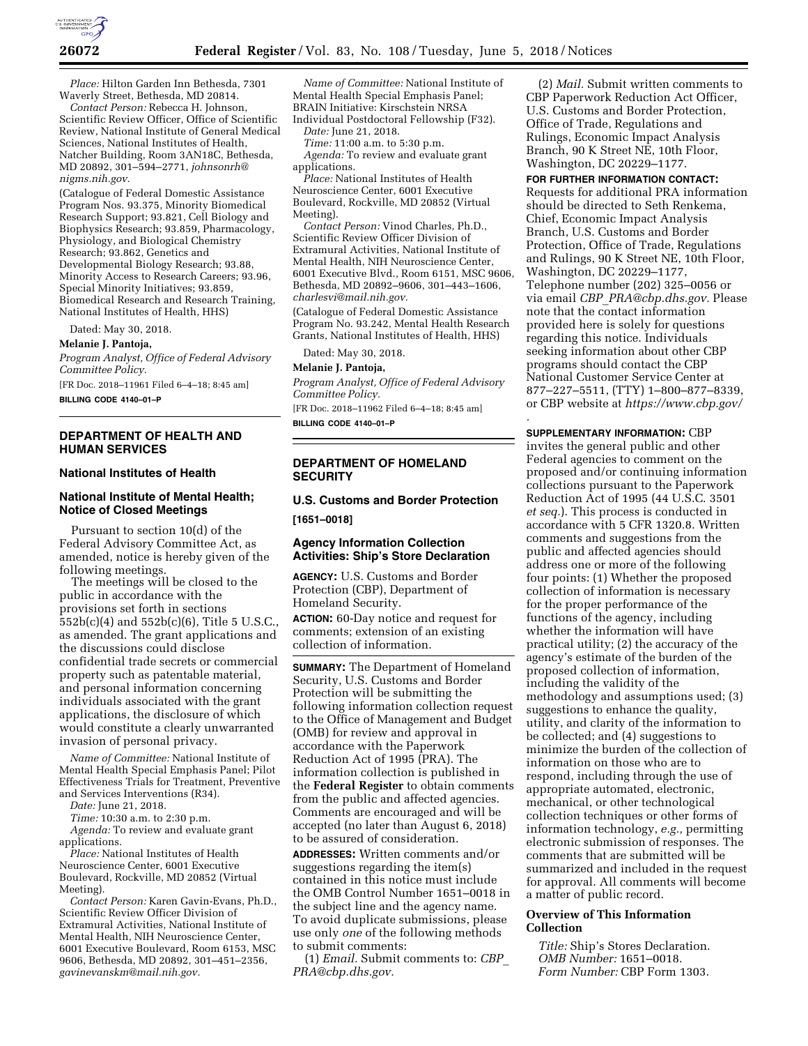*Place:* Hilton Garden Inn Bethesda, 7301 Waverly Street, Bethesda, MD 20814.

*Contact Person:* Rebecca H. Johnson, Scientific Review Officer, Office of Scientific Review, National Institute of General Medical Sciences, National Institutes of Health, Natcher Building, Room 3AN18C, Bethesda, MD 20892, 301–594–2771, *johnsonrh@nigms.nih.gov.*

(Catalogue of Federal Domestic Assistance Program Nos. 93.375, Minority Biomedical Research Support; 93.821, Cell Biology and Biophysics Research; 93.859, Pharmacology, Physiology, and Biological Chemistry Research; 93.862, Genetics and Developmental Biology Research; 93.88, Minority Access to Research Careers; 93.96, Special Minority Initiatives; 93.859, Biomedical Research and Research Training, National Institutes of Health, HHS)

Dated: May 30, 2018.

**Melanie J. Pantoja,**

*Program Analyst, Office of Federal Advisory Committee Policy.*

[FR Doc. 2018–11961 Filed 6–4–18; 8:45 am]

**BILLING CODE 4140–01–P**

## DEPARTMENT OF HEALTH AND HUMAN SERVICES

### National Institutes of Health

### National Institute of Mental Health; Notice of Closed Meetings

Pursuant to section 10(d) of the Federal Advisory Committee Act, as amended, notice is hereby given of the following meetings.

The meetings will be closed to the public in accordance with the provisions set forth in sections 552b(c)(4) and 552b(c)(6), Title 5 U.S.C., as amended. The grant applications and the discussions could disclose confidential trade secrets or commercial property such as patentable material, and personal information concerning individuals associated with the grant applications, the disclosure of which would constitute a clearly unwarranted invasion of personal privacy.

*Name of Committee:* National Institute of Mental Health Special Emphasis Panel; Pilot Effectiveness Trials for Treatment, Preventive and Services Interventions (R34).

*Date:* June 21, 2018.

*Time:* 10:30 a.m. to 2:30 p.m.

*Agenda:* To review and evaluate grant applications.

*Place:* National Institutes of Health Neuroscience Center, 6001 Executive Boulevard, Rockville, MD 20852 (Virtual Meeting).

*Contact Person:* Karen Gavin-Evans, Ph.D., Scientific Review Officer Division of Extramural Activities, National Institute of Mental Health, NIH Neuroscience Center, 6001 Executive Boulevard, Room 6153, MSC 9606, Bethesda, MD 20892, 301–451–2356, *gavinevanskm@mail.nih.gov.*

*Name of Committee:* National Institute of Mental Health Special Emphasis Panel; BRAIN Initiative: Kirschstein NRSA Individual Postdoctoral Fellowship (F32).

*Date:* June 21, 2018.

*Time:* 11:00 a.m. to 5:30 p.m.

*Agenda:* To review and evaluate grant applications.

*Place:* National Institutes of Health Neuroscience Center, 6001 Executive Boulevard, Rockville, MD 20852 (Virtual Meeting).

*Contact Person:* Vinod Charles, Ph.D., Scientific Review Officer Division of Extramural Activities, National Institute of Mental Health, NIH Neuroscience Center, 6001 Executive Blvd., Room 6151, MSC 9606, Bethesda, MD 20892–9606, 301–443–1606, *charlesvi@mail.nih.gov.*

(Catalogue of Federal Domestic Assistance Program No. 93.242, Mental Health Research Grants, National Institutes of Health, HHS)

Dated: May 30, 2018.

**Melanie J. Pantoja,**

*Program Analyst, Office of Federal Advisory Committee Policy.*

[FR Doc. 2018–11962 Filed 6–4–18; 8:45 am]

**BILLING CODE 4140–01–P**

## DEPARTMENT OF HOMELAND SECURITY

### U.S. Customs and Border Protection

**[1651–0018]**

### Agency Information Collection Activities: Ship's Store Declaration

**AGENCY:** U.S. Customs and Border Protection (CBP), Department of Homeland Security.

**ACTION:** 60-Day notice and request for comments; extension of an existing collection of information.

**SUMMARY:** The Department of Homeland Security, U.S. Customs and Border Protection will be submitting the following information collection request to the Office of Management and Budget (OMB) for review and approval in accordance with the Paperwork Reduction Act of 1995 (PRA). The information collection is published in the **Federal Register** to obtain comments from the public and affected agencies. Comments are encouraged and will be accepted (no later than August 6, 2018) to be assured of consideration.

**ADDRESSES:** Written comments and/or suggestions regarding the item(s) contained in this notice must include the OMB Control Number 1651–0018 in the subject line and the agency name. To avoid duplicate submissions, please use only *one* of the following methods to submit comments:

(1) *Email.* Submit comments to: *CBP_PRA@cbp.dhs.gov.*

(2) *Mail.* Submit written comments to CBP Paperwork Reduction Act Officer, U.S. Customs and Border Protection, Office of Trade, Regulations and Rulings, Economic Impact Analysis Branch, 90 K Street NE, 10th Floor, Washington, DC 20229–1177.

**FOR FURTHER INFORMATION CONTACT:** Requests for additional PRA information should be directed to Seth Renkema, Chief, Economic Impact Analysis Branch, U.S. Customs and Border Protection, Office of Trade, Regulations and Rulings, 90 K Street NE, 10th Floor, Washington, DC 20229–1177, Telephone number (202) 325–0056 or via email *CBP_PRA@cbp.dhs.gov.* Please note that the contact information provided here is solely for questions regarding this notice. Individuals seeking information about other CBP programs should contact the CBP National Customer Service Center at 877–227–5511, (TTY) 1–800–877–8339, or CBP website at *https://www.cbp.gov/.*

**SUPPLEMENTARY INFORMATION:** CBP invites the general public and other Federal agencies to comment on the proposed and/or continuing information collections pursuant to the Paperwork Reduction Act of 1995 (44 U.S.C. 3501 *et seq.*). This process is conducted in accordance with 5 CFR 1320.8. Written comments and suggestions from the public and affected agencies should address one or more of the following four points: (1) Whether the proposed collection of information is necessary for the proper performance of the functions of the agency, including whether the information will have practical utility; (2) the accuracy of the agency's estimate of the burden of the proposed collection of information, including the validity of the methodology and assumptions used; (3) suggestions to enhance the quality, utility, and clarity of the information to be collected; and (4) suggestions to minimize the burden of the collection of information on those who are to respond, including through the use of appropriate automated, electronic, mechanical, or other technological collection techniques or other forms of information technology, *e.g.,* permitting electronic submission of responses. The comments that are submitted will be summarized and included in the request for approval. All comments will become a matter of public record.

### Overview of This Information Collection

*Title:* Ship's Stores Declaration.

*OMB Number:* 1651–0018.

*Form Number:* CBP Form 1303.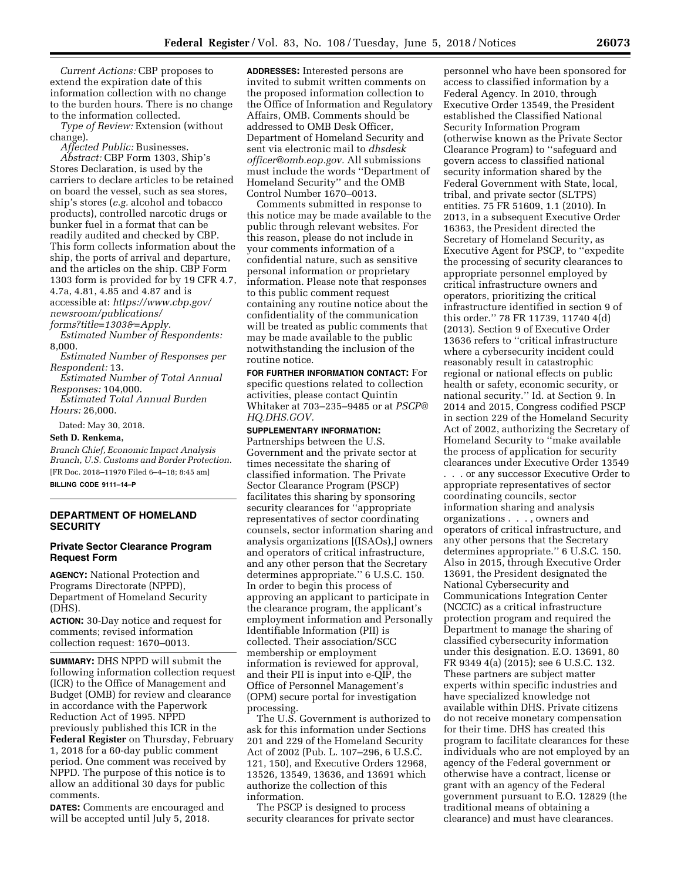*Current Actions:* CBP proposes to extend the expiration date of this information collection with no change to the burden hours. There is no change to the information collected.

*Type of Review:* Extension (without change).

*Affected Public:* Businesses.

*Abstract:* CBP Form 1303, Ship's Stores Declaration, is used by the carriers to declare articles to be retained on board the vessel, such as sea stores, ship's stores (*e.g.* alcohol and tobacco products), controlled narcotic drugs or bunker fuel in a format that can be readily audited and checked by CBP. This form collects information about the ship, the ports of arrival and departure, and the articles on the ship. CBP Form 1303 form is provided for by 19 CFR 4.7, 4.7a, 4.81, 4.85 and 4.87 and is accessible at: *https://www.cbp.gov/newsroom/publications/forms?title=1303&=Apply*.

*Estimated Number of Respondents:* 8,000.

*Estimated Number of Responses per Respondent:* 13.

*Estimated Number of Total Annual Responses:* 104,000.

*Estimated Total Annual Burden Hours:* 26,000.

Dated: May 30, 2018.

**Seth D. Renkema,**

*Branch Chief, Economic Impact Analysis Branch, U.S. Customs and Border Protection.*

[FR Doc. 2018–11970 Filed 6–4–18; 8:45 am]

**BILLING CODE 9111–14–P**

## DEPARTMENT OF HOMELAND SECURITY

### Private Sector Clearance Program Request Form

**AGENCY:** National Protection and Programs Directorate (NPPD), Department of Homeland Security (DHS).

**ACTION:** 30-Day notice and request for comments; revised information collection request: 1670–0013.

**SUMMARY:** DHS NPPD will submit the following information collection request (ICR) to the Office of Management and Budget (OMB) for review and clearance in accordance with the Paperwork Reduction Act of 1995. NPPD previously published this ICR in the **Federal Register** on Thursday, February 1, 2018 for a 60-day public comment period. One comment was received by NPPD. The purpose of this notice is to allow an additional 30 days for public comments.

**DATES:** Comments are encouraged and will be accepted until July 5, 2018.

**ADDRESSES:** Interested persons are invited to submit written comments on the proposed information collection to the Office of Information and Regulatory Affairs, OMB. Comments should be addressed to OMB Desk Officer, Department of Homeland Security and sent via electronic mail to *dhsdesk officer@omb.eop.gov.* All submissions must include the words ''Department of Homeland Security'' and the OMB Control Number 1670–0013.

Comments submitted in response to this notice may be made available to the public through relevant websites. For this reason, please do not include in your comments information of a confidential nature, such as sensitive personal information or proprietary information. Please note that responses to this public comment request containing any routine notice about the confidentiality of the communication will be treated as public comments that may be made available to the public notwithstanding the inclusion of the routine notice.

**FOR FURTHER INFORMATION CONTACT:** For specific questions related to collection activities, please contact Quintin Whitaker at 703–235–9485 or at *PSCP@HQ.DHS.GOV.*

**SUPPLEMENTARY INFORMATION:** Partnerships between the U.S. Government and the private sector at times necessitate the sharing of classified information. The Private Sector Clearance Program (PSCP) facilitates this sharing by sponsoring security clearances for ''appropriate representatives of sector coordinating counsels, sector information sharing and analysis organizations [(ISAOs),] owners and operators of critical infrastructure, and any other person that the Secretary determines appropriate.'' 6 U.S.C. 150. In order to begin this process of approving an applicant to participate in the clearance program, the applicant's employment information and Personally Identifiable Information (PII) is collected. Their association/SCC membership or employment information is reviewed for approval, and their PII is input into e-QIP, the Office of Personnel Management's (OPM) secure portal for investigation processing.

The U.S. Government is authorized to ask for this information under Sections 201 and 229 of the Homeland Security Act of 2002 (Pub. L. 107–296, 6 U.S.C. 121, 150), and Executive Orders 12968, 13526, 13549, 13636, and 13691 which authorize the collection of this information.

The PSCP is designed to process security clearances for private sector personnel who have been sponsored for access to classified information by a Federal Agency. In 2010, through Executive Order 13549, the President established the Classified National Security Information Program (otherwise known as the Private Sector Clearance Program) to ''safeguard and govern access to classified national security information shared by the Federal Government with State, local, tribal, and private sector (SLTPS) entities. 75 FR 51609, 1.1 (2010). In 2013, in a subsequent Executive Order 16363, the President directed the Secretary of Homeland Security, as Executive Agent for PSCP, to ''expedite the processing of security clearances to appropriate personnel employed by critical infrastructure owners and operators, prioritizing the critical infrastructure identified in section 9 of this order.'' 78 FR 11739, 11740 4(d) (2013). Section 9 of Executive Order 13636 refers to ''critical infrastructure where a cybersecurity incident could reasonably result in catastrophic regional or national effects on public health or safety, economic security, or national security.'' Id. at Section 9. In 2014 and 2015, Congress codified PSCP in section 229 of the Homeland Security Act of 2002, authorizing the Secretary of Homeland Security to ''make available the process of application for security clearances under Executive Order 13549 . . . or any successor Executive Order to appropriate representatives of sector coordinating councils, sector information sharing and analysis organizations . . . , owners and operators of critical infrastructure, and any other persons that the Secretary determines appropriate.'' 6 U.S.C. 150. Also in 2015, through Executive Order 13691, the President designated the National Cybersecurity and Communications Integration Center (NCCIC) as a critical infrastructure protection program and required the Department to manage the sharing of classified cybersecurity information under this designation. E.O. 13691, 80 FR 9349 4(a) (2015); see 6 U.S.C. 132. These partners are subject matter experts within specific industries and have specialized knowledge not available within DHS. Private citizens do not receive monetary compensation for their time. DHS has created this program to facilitate clearances for these individuals who are not employed by an agency of the Federal government or otherwise have a contract, license or grant with an agency of the Federal government pursuant to E.O. 12829 (the traditional means of obtaining a clearance) and must have clearances.